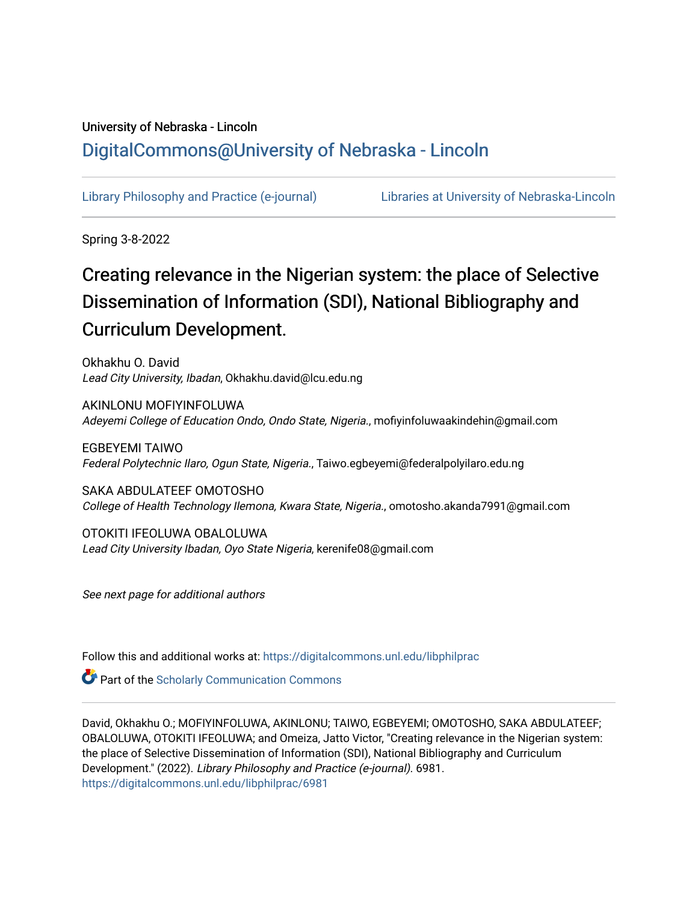University of Nebraska - Lincoln

## DigitalCommons@University of Nebraska - Lincoln

Library Philosophy and Practice (e-journal) Libraries at University of Nebraska-Lincoln

Spring 3-8-2022

# Creating relevance in the Nigerian system: the place of Selective Dissemination of Information (SDI), National Bibliography and Curriculum Development.

Okhakhu O. David
*Lead City University, Ibadan*, Okhakhu.david@lcu.edu.ng

AKINLONU MOFIYINFOLUWA
*Adeyemi College of Education Ondo, Ondo State, Nigeria.*, mofiyinfoluwaakindehin@gmail.com

EGBEYEMI TAIWO
*Federal Polytechnic Ilaro, Ogun State, Nigeria.*, Taiwo.egbeyemi@federalpolyilaro.edu.ng

SAKA ABDULATEEF OMOTOSHO
*College of Health Technology Ilemona, Kwara State, Nigeria.*, omotosho.akanda7991@gmail.com

OTOKITI IFEOLUWA OBALOLUWA
*Lead City University Ibadan, Oyo State Nigeria*, kerenife08@gmail.com

*See next page for additional authors*

Follow this and additional works at: https://digitalcommons.unl.edu/libphilprac

Part of the Scholarly Communication Commons

David, Okhakhu O.; MOFIYINFOLUWA, AKINLONU; TAIWO, EGBEYEMI; OMOTOSHO, SAKA ABDULATEEF; OBALOLUWA, OTOKITI IFEOLUWA; and Omeiza, Jatto Victor, "Creating relevance in the Nigerian system: the place of Selective Dissemination of Information (SDI), National Bibliography and Curriculum Development." (2022). *Library Philosophy and Practice (e-journal)*. 6981.
https://digitalcommons.unl.edu/libphilprac/6981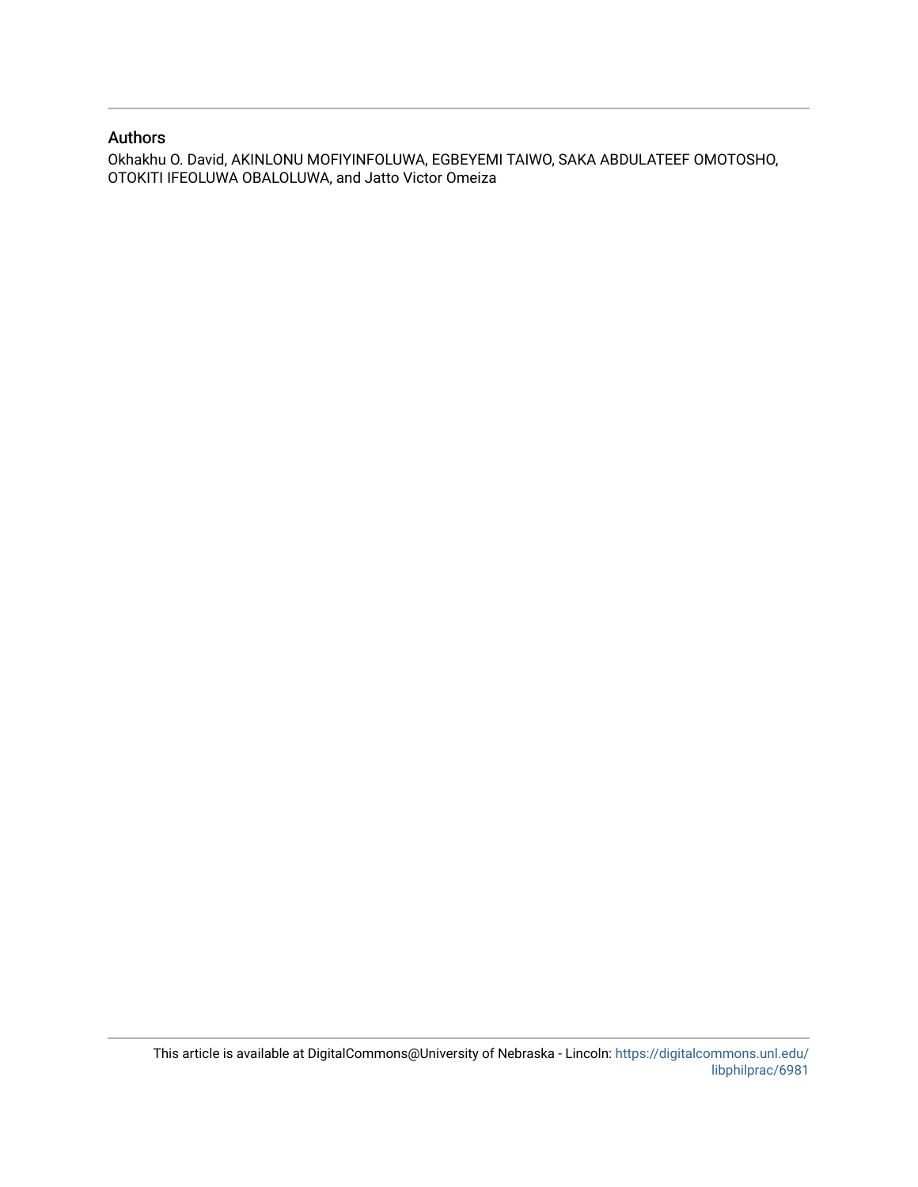## Authors

Okhakhu O. David, AKINLONU MOFIYINFOLUWA, EGBEYEMI TAIWO, SAKA ABDULATEEF OMOTOSHO, OTOKITI IFEOLUWA OBALOLUWA, and Jatto Victor Omeiza

This article is available at DigitalCommons@University of Nebraska - Lincoln: https://digitalcommons.unl.edu/libphilprac/6981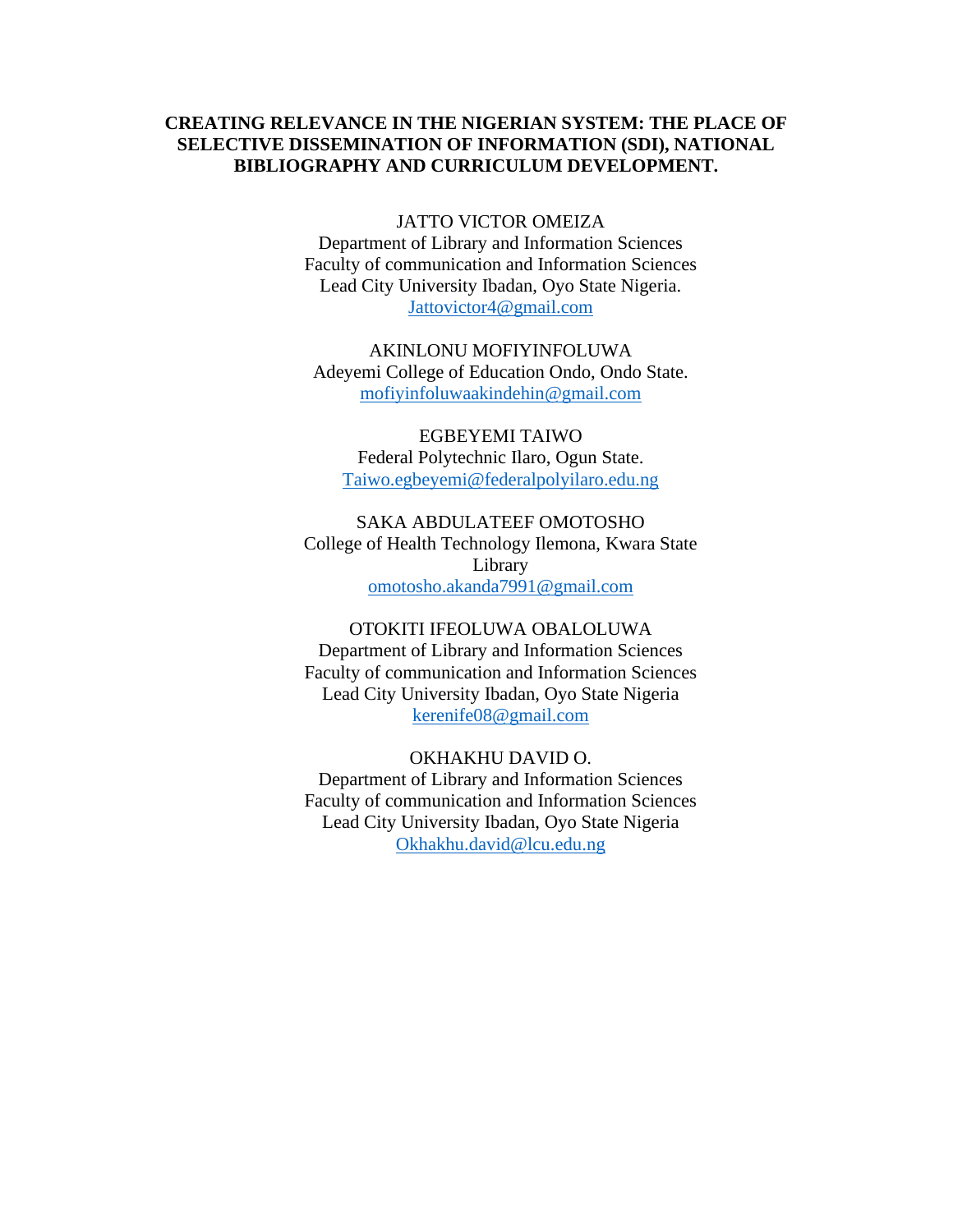# CREATING RELEVANCE IN THE NIGERIAN SYSTEM: THE PLACE OF SELECTIVE DISSEMINATION OF INFORMATION (SDI), NATIONAL BIBLIOGRAPHY AND CURRICULUM DEVELOPMENT.

JATTO VICTOR OMEIZA
Department of Library and Information Sciences
Faculty of communication and Information Sciences
Lead City University Ibadan, Oyo State Nigeria.
Jattovictor4@gmail.com

AKINLONU MOFIYINFOLUWA
Adeyemi College of Education Ondo, Ondo State.
mofiyinfoluwaakindehin@gmail.com

EGBEYEMI TAIWO
Federal Polytechnic Ilaro, Ogun State.
Taiwo.egbeyemi@federalpolyilaro.edu.ng

SAKA ABDULATEEF OMOTOSHO
College of Health Technology Ilemona, Kwara State Library
omotosho.akanda7991@gmail.com

OTOKITI IFEOLUWA OBALOLUWA
Department of Library and Information Sciences
Faculty of communication and Information Sciences
Lead City University Ibadan, Oyo State Nigeria
kerenife08@gmail.com

OKHAKHU DAVID O.
Department of Library and Information Sciences
Faculty of communication and Information Sciences
Lead City University Ibadan, Oyo State Nigeria
Okhakhu.david@lcu.edu.ng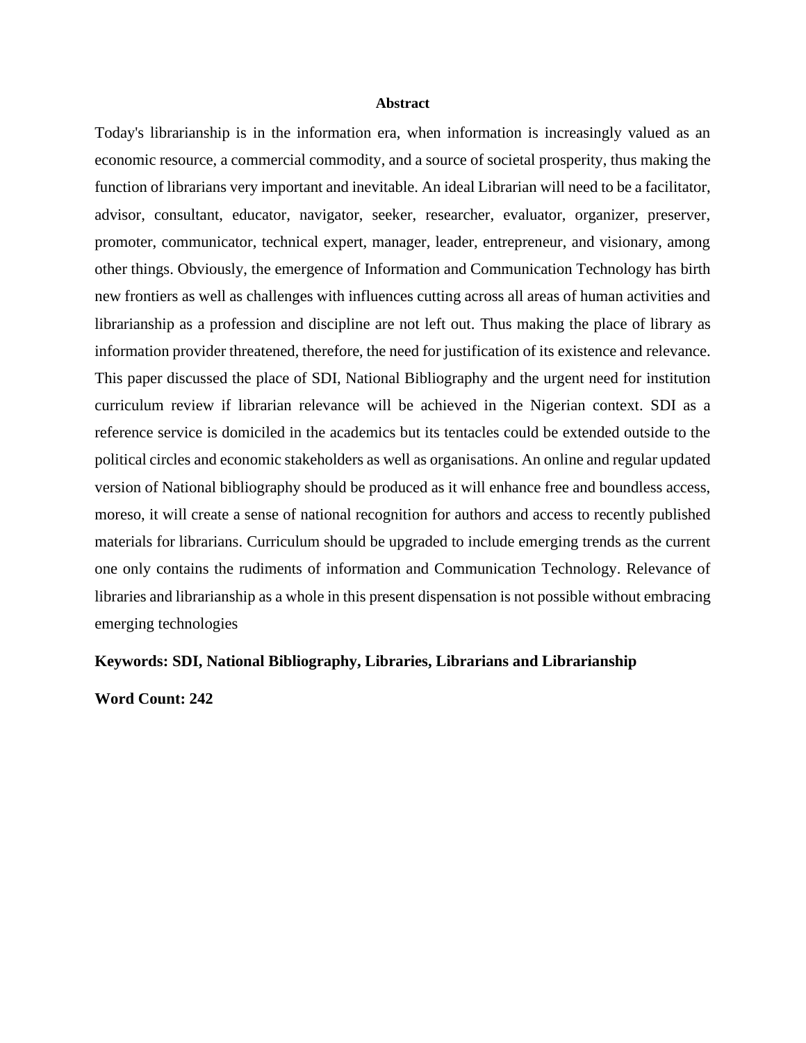# Abstract

Today's librarianship is in the information era, when information is increasingly valued as an economic resource, a commercial commodity, and a source of societal prosperity, thus making the function of librarians very important and inevitable. An ideal Librarian will need to be a facilitator, advisor, consultant, educator, navigator, seeker, researcher, evaluator, organizer, preserver, promoter, communicator, technical expert, manager, leader, entrepreneur, and visionary, among other things. Obviously, the emergence of Information and Communication Technology has birth new frontiers as well as challenges with influences cutting across all areas of human activities and librarianship as a profession and discipline are not left out. Thus making the place of library as information provider threatened, therefore, the need for justification of its existence and relevance. This paper discussed the place of SDI, National Bibliography and the urgent need for institution curriculum review if librarian relevance will be achieved in the Nigerian context. SDI as a reference service is domiciled in the academics but its tentacles could be extended outside to the political circles and economic stakeholders as well as organisations. An online and regular updated version of National bibliography should be produced as it will enhance free and boundless access, moreso, it will create a sense of national recognition for authors and access to recently published materials for librarians. Curriculum should be upgraded to include emerging trends as the current one only contains the rudiments of information and Communication Technology. Relevance of libraries and librarianship as a whole in this present dispensation is not possible without embracing emerging technologies

**Keywords: SDI, National Bibliography, Libraries, Librarians and Librarianship**

**Word Count: 242**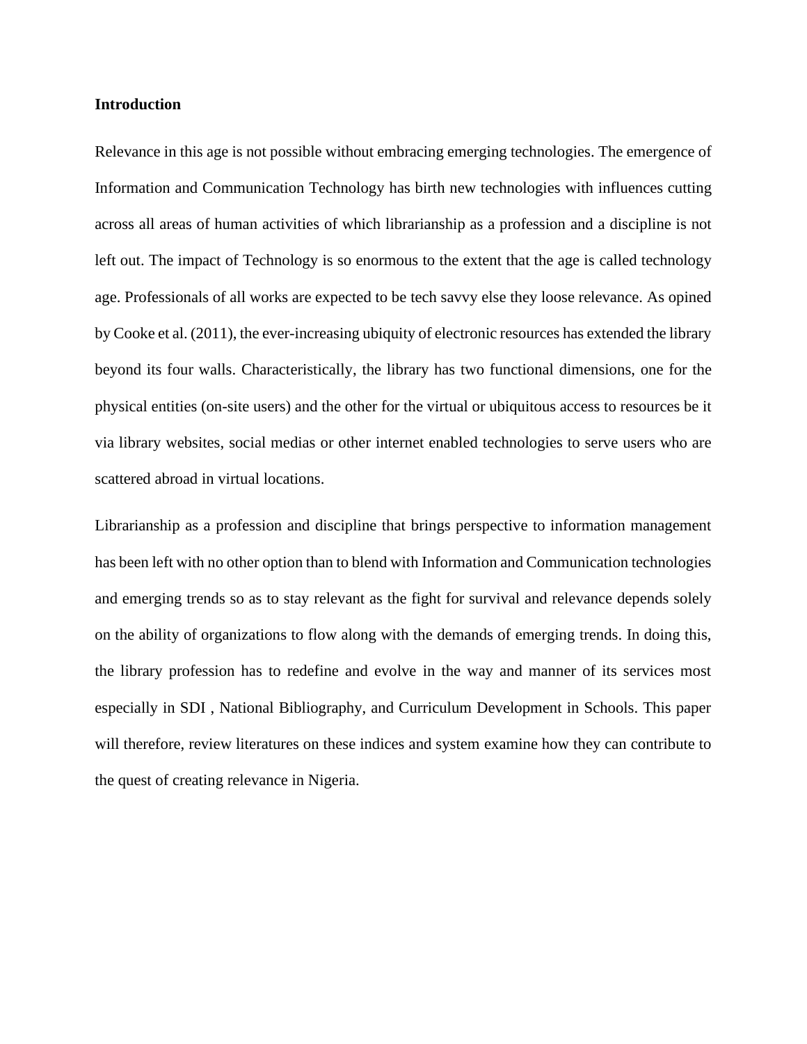**Introduction**

Relevance in this age is not possible without embracing emerging technologies. The emergence of Information and Communication Technology has birth new technologies with influences cutting across all areas of human activities of which librarianship as a profession and a discipline is not left out. The impact of Technology is so enormous to the extent that the age is called technology age. Professionals of all works are expected to be tech savvy else they loose relevance. As opined by Cooke et al. (2011), the ever-increasing ubiquity of electronic resources has extended the library beyond its four walls. Characteristically, the library has two functional dimensions, one for the physical entities (on-site users) and the other for the virtual or ubiquitous access to resources be it via library websites, social medias or other internet enabled technologies to serve users who are scattered abroad in virtual locations.

Librarianship as a profession and discipline that brings perspective to information management has been left with no other option than to blend with Information and Communication technologies and emerging trends so as to stay relevant as the fight for survival and relevance depends solely on the ability of organizations to flow along with the demands of emerging trends. In doing this, the library profession has to redefine and evolve in the way and manner of its services most especially in SDI , National Bibliography, and Curriculum Development in Schools. This paper will therefore, review literatures on these indices and system examine how they can contribute to the quest of creating relevance in Nigeria.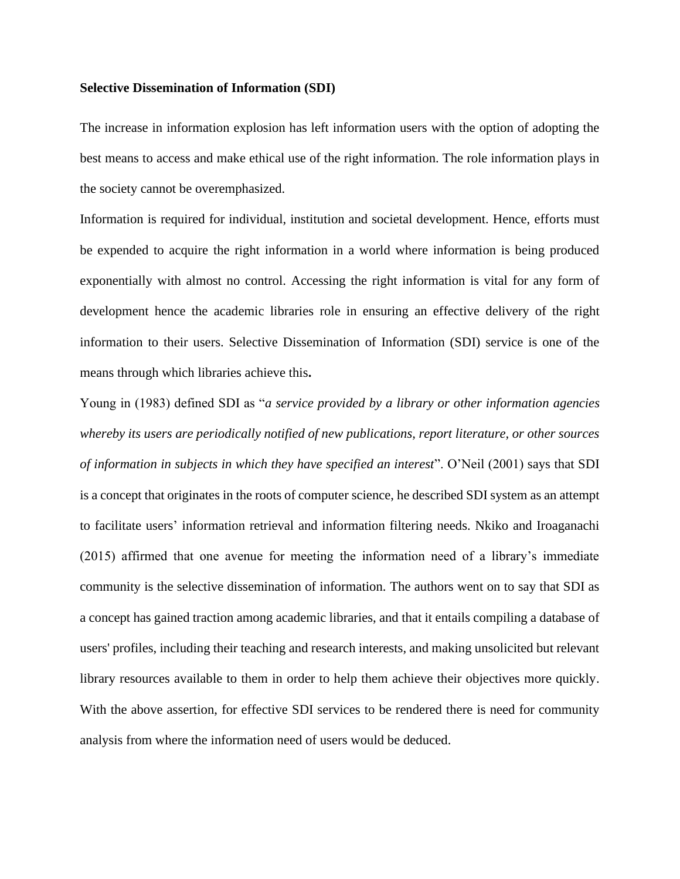**Selective Dissemination of Information (SDI)**

The increase in information explosion has left information users with the option of adopting the best means to access and make ethical use of the right information. The role information plays in the society cannot be overemphasized.

Information is required for individual, institution and societal development. Hence, efforts must be expended to acquire the right information in a world where information is being produced exponentially with almost no control. Accessing the right information is vital for any form of development hence the academic libraries role in ensuring an effective delivery of the right information to their users. Selective Dissemination of Information (SDI) service is one of the means through which libraries achieve this**.**

Young in (1983) defined SDI as "*a service provided by a library or other information agencies whereby its users are periodically notified of new publications, report literature, or other sources of information in subjects in which they have specified an interest*". O'Neil (2001) says that SDI is a concept that originates in the roots of computer science, he described SDI system as an attempt to facilitate users' information retrieval and information filtering needs. Nkiko and Iroaganachi (2015) affirmed that one avenue for meeting the information need of a library's immediate community is the selective dissemination of information. The authors went on to say that SDI as a concept has gained traction among academic libraries, and that it entails compiling a database of users' profiles, including their teaching and research interests, and making unsolicited but relevant library resources available to them in order to help them achieve their objectives more quickly. With the above assertion, for effective SDI services to be rendered there is need for community analysis from where the information need of users would be deduced.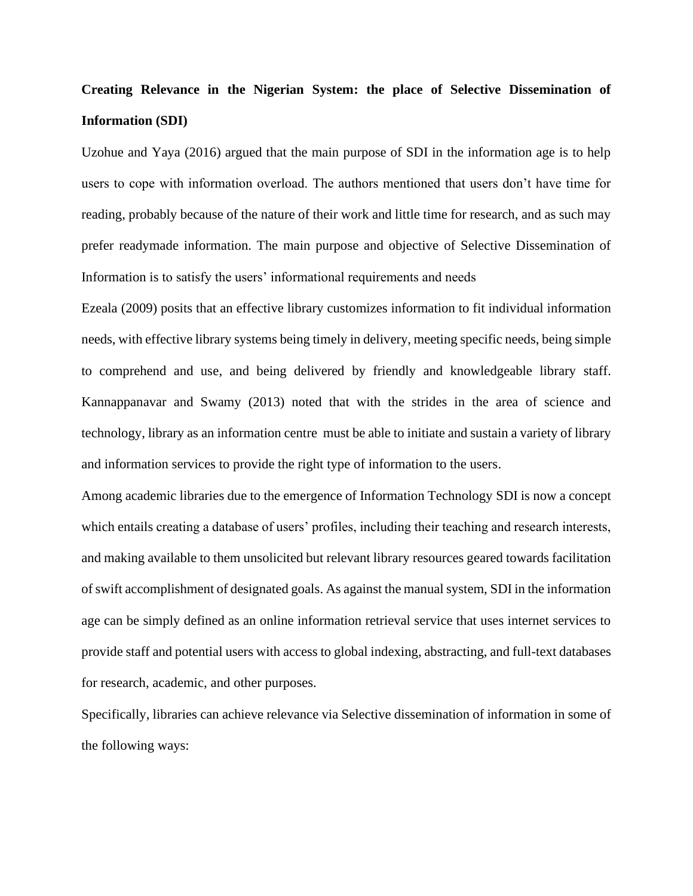**Creating Relevance in the Nigerian System: the place of Selective Dissemination of Information (SDI)**

Uzohue and Yaya (2016) argued that the main purpose of SDI in the information age is to help users to cope with information overload. The authors mentioned that users don't have time for reading, probably because of the nature of their work and little time for research, and as such may prefer readymade information. The main purpose and objective of Selective Dissemination of Information is to satisfy the users' informational requirements and needs

Ezeala (2009) posits that an effective library customizes information to fit individual information needs, with effective library systems being timely in delivery, meeting specific needs, being simple to comprehend and use, and being delivered by friendly and knowledgeable library staff. Kannappanavar and Swamy (2013) noted that with the strides in the area of science and technology, library as an information centre must be able to initiate and sustain a variety of library and information services to provide the right type of information to the users.

Among academic libraries due to the emergence of Information Technology SDI is now a concept which entails creating a database of users' profiles, including their teaching and research interests, and making available to them unsolicited but relevant library resources geared towards facilitation of swift accomplishment of designated goals. As against the manual system, SDI in the information age can be simply defined as an online information retrieval service that uses internet services to provide staff and potential users with access to global indexing, abstracting, and full-text databases for research, academic, and other purposes.

Specifically, libraries can achieve relevance via Selective dissemination of information in some of the following ways: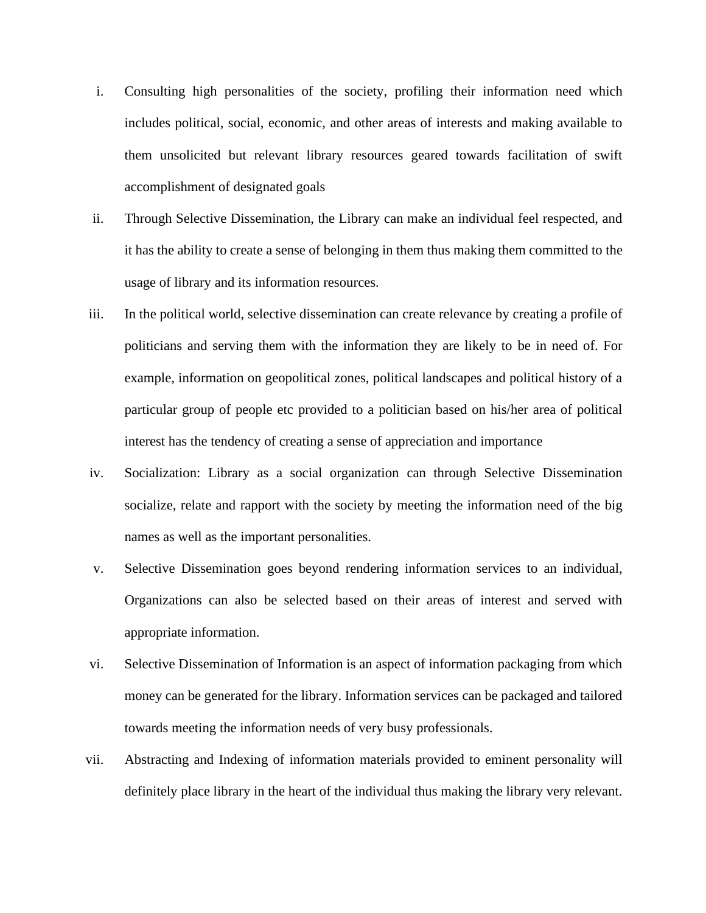i. Consulting high personalities of the society, profiling their information need which includes political, social, economic, and other areas of interests and making available to them unsolicited but relevant library resources geared towards facilitation of swift accomplishment of designated goals

ii. Through Selective Dissemination, the Library can make an individual feel respected, and it has the ability to create a sense of belonging in them thus making them committed to the usage of library and its information resources.

iii. In the political world, selective dissemination can create relevance by creating a profile of politicians and serving them with the information they are likely to be in need of. For example, information on geopolitical zones, political landscapes and political history of a particular group of people etc provided to a politician based on his/her area of political interest has the tendency of creating a sense of appreciation and importance

iv. Socialization: Library as a social organization can through Selective Dissemination socialize, relate and rapport with the society by meeting the information need of the big names as well as the important personalities.

v. Selective Dissemination goes beyond rendering information services to an individual, Organizations can also be selected based on their areas of interest and served with appropriate information.

vi. Selective Dissemination of Information is an aspect of information packaging from which money can be generated for the library. Information services can be packaged and tailored towards meeting the information needs of very busy professionals.

vii. Abstracting and Indexing of information materials provided to eminent personality will definitely place library in the heart of the individual thus making the library very relevant.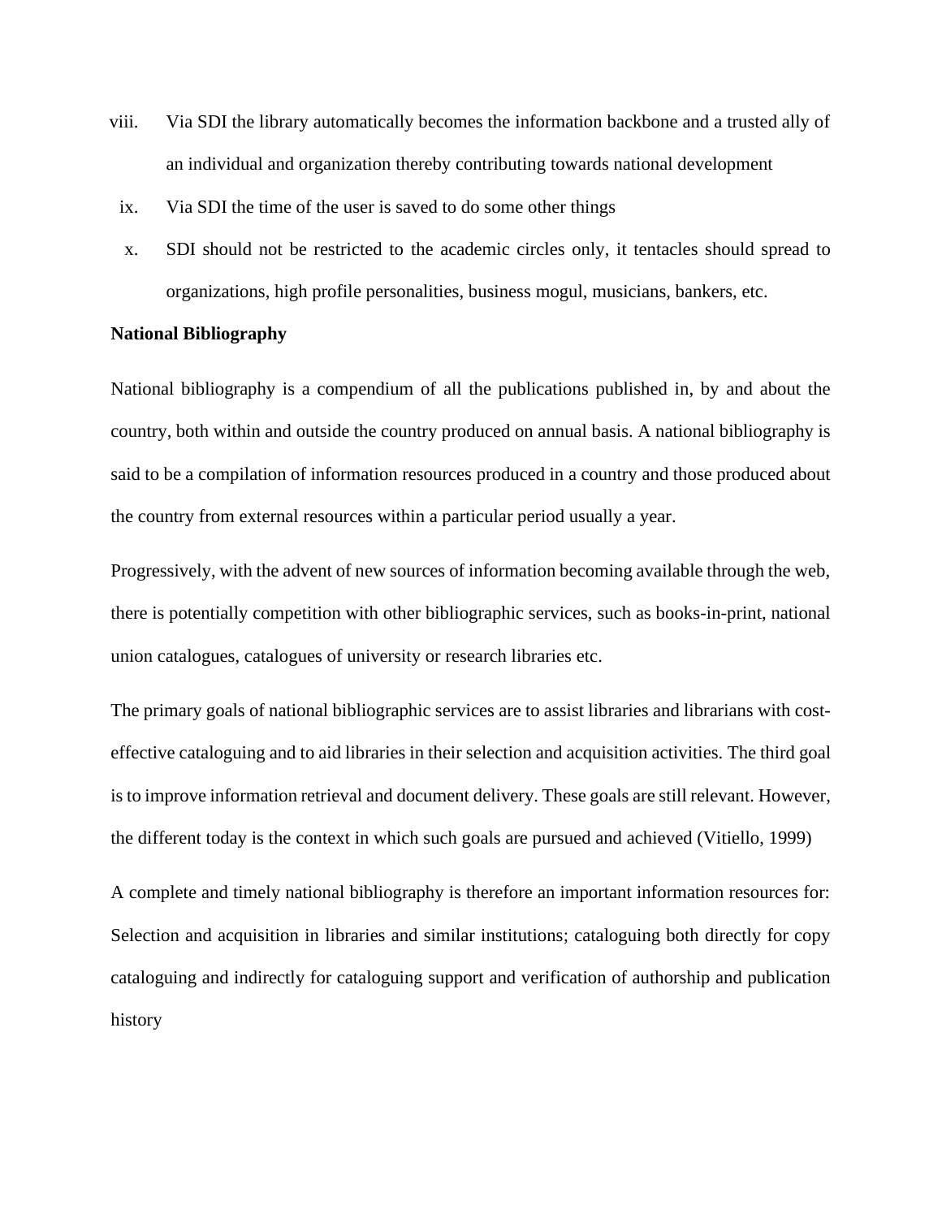viii. Via SDI the library automatically becomes the information backbone and a trusted ally of an individual and organization thereby contributing towards national development

ix. Via SDI the time of the user is saved to do some other things

x. SDI should not be restricted to the academic circles only, it tentacles should spread to organizations, high profile personalities, business mogul, musicians, bankers, etc.

**National Bibliography**

National bibliography is a compendium of all the publications published in, by and about the country, both within and outside the country produced on annual basis. A national bibliography is said to be a compilation of information resources produced in a country and those produced about the country from external resources within a particular period usually a year.

Progressively, with the advent of new sources of information becoming available through the web, there is potentially competition with other bibliographic services, such as books-in-print, national union catalogues, catalogues of university or research libraries etc.

The primary goals of national bibliographic services are to assist libraries and librarians with cost-effective cataloguing and to aid libraries in their selection and acquisition activities. The third goal is to improve information retrieval and document delivery. These goals are still relevant. However, the different today is the context in which such goals are pursued and achieved (Vitiello, 1999)

A complete and timely national bibliography is therefore an important information resources for: Selection and acquisition in libraries and similar institutions; cataloguing both directly for copy cataloguing and indirectly for cataloguing support and verification of authorship and publication history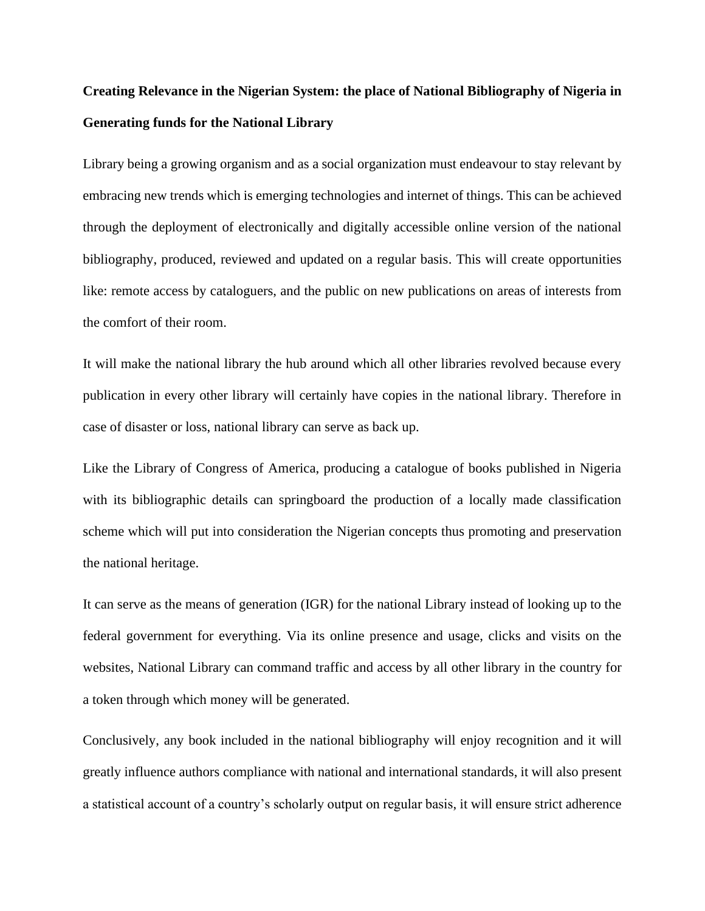**Creating Relevance in the Nigerian System: the place of National Bibliography of Nigeria in Generating funds for the National Library**

Library being a growing organism and as a social organization must endeavour to stay relevant by embracing new trends which is emerging technologies and internet of things. This can be achieved through the deployment of electronically and digitally accessible online version of the national bibliography, produced, reviewed and updated on a regular basis. This will create opportunities like: remote access by cataloguers, and the public on new publications on areas of interests from the comfort of their room.

It will make the national library the hub around which all other libraries revolved because every publication in every other library will certainly have copies in the national library. Therefore in case of disaster or loss, national library can serve as back up.

Like the Library of Congress of America, producing a catalogue of books published in Nigeria with its bibliographic details can springboard the production of a locally made classification scheme which will put into consideration the Nigerian concepts thus promoting and preservation the national heritage.

It can serve as the means of generation (IGR) for the national Library instead of looking up to the federal government for everything. Via its online presence and usage, clicks and visits on the websites, National Library can command traffic and access by all other library in the country for a token through which money will be generated.

Conclusively, any book included in the national bibliography will enjoy recognition and it will greatly influence authors compliance with national and international standards, it will also present a statistical account of a country's scholarly output on regular basis, it will ensure strict adherence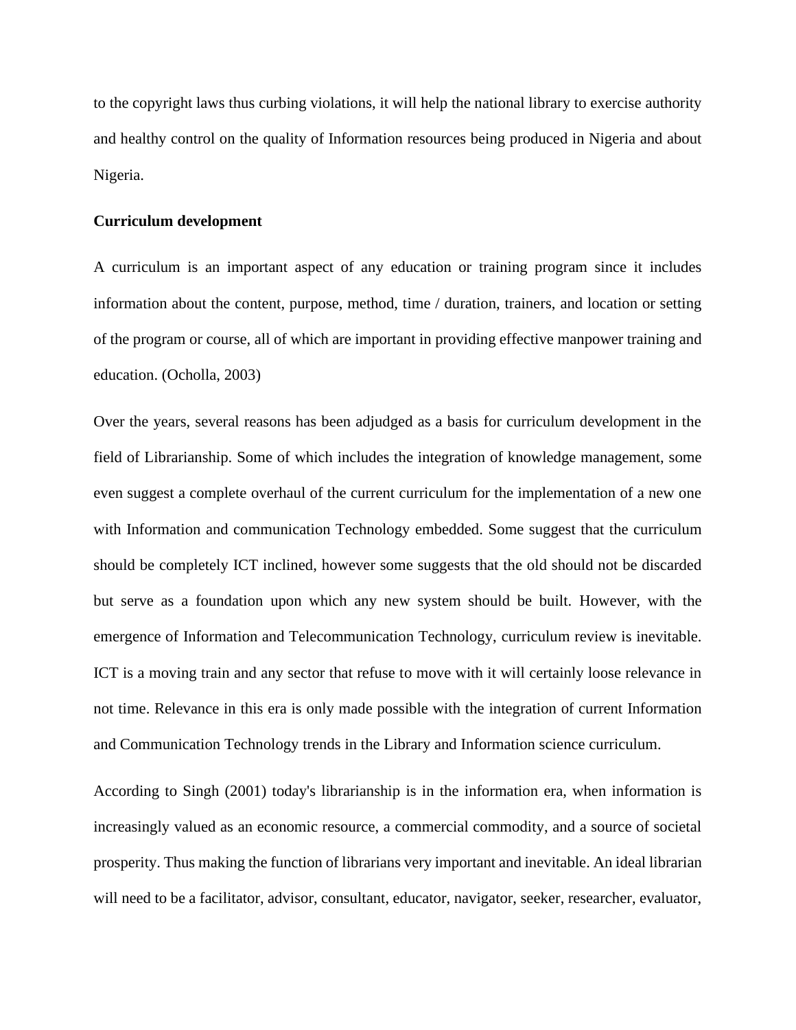to the copyright laws thus curbing violations, it will help the national library to exercise authority and healthy control on the quality of Information resources being produced in Nigeria and about Nigeria.

**Curriculum development**

A curriculum is an important aspect of any education or training program since it includes information about the content, purpose, method, time / duration, trainers, and location or setting of the program or course, all of which are important in providing effective manpower training and education. (Ocholla, 2003)

Over the years, several reasons has been adjudged as a basis for curriculum development in the field of Librarianship. Some of which includes the integration of knowledge management, some even suggest a complete overhaul of the current curriculum for the implementation of a new one with Information and communication Technology embedded. Some suggest that the curriculum should be completely ICT inclined, however some suggests that the old should not be discarded but serve as a foundation upon which any new system should be built. However, with the emergence of Information and Telecommunication Technology, curriculum review is inevitable. ICT is a moving train and any sector that refuse to move with it will certainly loose relevance in not time. Relevance in this era is only made possible with the integration of current Information and Communication Technology trends in the Library and Information science curriculum.

According to Singh (2001) today's librarianship is in the information era, when information is increasingly valued as an economic resource, a commercial commodity, and a source of societal prosperity. Thus making the function of librarians very important and inevitable. An ideal librarian will need to be a facilitator, advisor, consultant, educator, navigator, seeker, researcher, evaluator,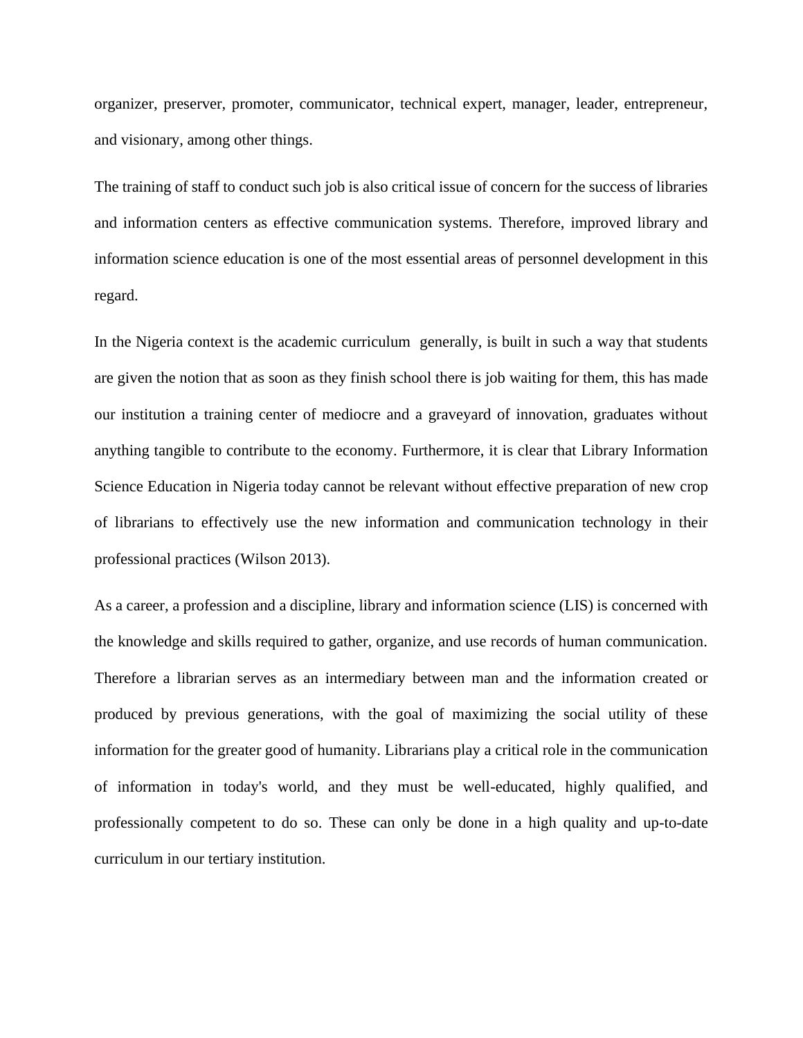organizer, preserver, promoter, communicator, technical expert, manager, leader, entrepreneur, and visionary, among other things.

The training of staff to conduct such job is also critical issue of concern for the success of libraries and information centers as effective communication systems. Therefore, improved library and information science education is one of the most essential areas of personnel development in this regard.

In the Nigeria context is the academic curriculum generally, is built in such a way that students are given the notion that as soon as they finish school there is job waiting for them, this has made our institution a training center of mediocre and a graveyard of innovation, graduates without anything tangible to contribute to the economy. Furthermore, it is clear that Library Information Science Education in Nigeria today cannot be relevant without effective preparation of new crop of librarians to effectively use the new information and communication technology in their professional practices (Wilson 2013).

As a career, a profession and a discipline, library and information science (LIS) is concerned with the knowledge and skills required to gather, organize, and use records of human communication. Therefore a librarian serves as an intermediary between man and the information created or produced by previous generations, with the goal of maximizing the social utility of these information for the greater good of humanity. Librarians play a critical role in the communication of information in today's world, and they must be well-educated, highly qualified, and professionally competent to do so. These can only be done in a high quality and up-to-date curriculum in our tertiary institution.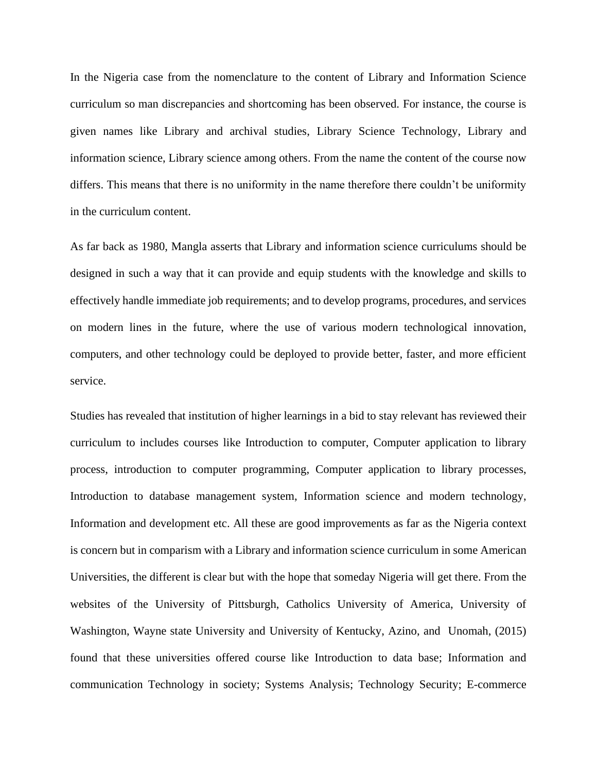In the Nigeria case from the nomenclature to the content of Library and Information Science curriculum so man discrepancies and shortcoming has been observed. For instance, the course is given names like Library and archival studies, Library Science Technology, Library and information science, Library science among others. From the name the content of the course now differs. This means that there is no uniformity in the name therefore there couldn't be uniformity in the curriculum content.

As far back as 1980, Mangla asserts that Library and information science curriculums should be designed in such a way that it can provide and equip students with the knowledge and skills to effectively handle immediate job requirements; and to develop programs, procedures, and services on modern lines in the future, where the use of various modern technological innovation, computers, and other technology could be deployed to provide better, faster, and more efficient service.

Studies has revealed that institution of higher learnings in a bid to stay relevant has reviewed their curriculum to includes courses like Introduction to computer, Computer application to library process, introduction to computer programming, Computer application to library processes, Introduction to database management system, Information science and modern technology, Information and development etc. All these are good improvements as far as the Nigeria context is concern but in comparism with a Library and information science curriculum in some American Universities, the different is clear but with the hope that someday Nigeria will get there. From the websites of the University of Pittsburgh, Catholics University of America, University of Washington, Wayne state University and University of Kentucky, Azino, and Unomah, (2015) found that these universities offered course like Introduction to data base; Information and communication Technology in society; Systems Analysis; Technology Security; E-commerce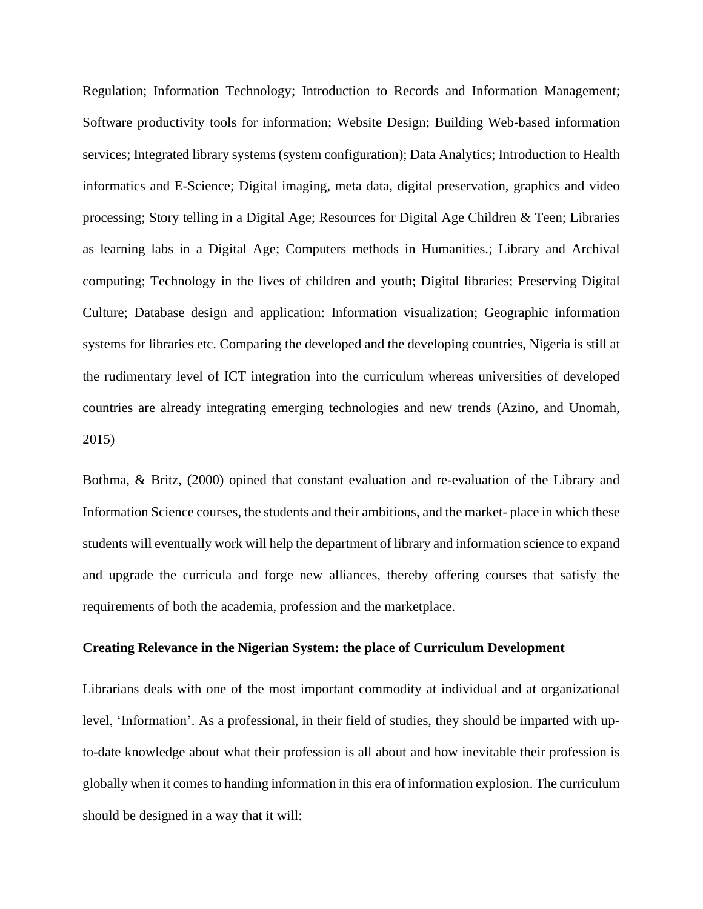Regulation; Information Technology; Introduction to Records and Information Management; Software productivity tools for information; Website Design; Building Web-based information services; Integrated library systems (system configuration); Data Analytics; Introduction to Health informatics and E-Science; Digital imaging, meta data, digital preservation, graphics and video processing; Story telling in a Digital Age; Resources for Digital Age Children & Teen; Libraries as learning labs in a Digital Age; Computers methods in Humanities.; Library and Archival computing; Technology in the lives of children and youth; Digital libraries; Preserving Digital Culture; Database design and application: Information visualization; Geographic information systems for libraries etc. Comparing the developed and the developing countries, Nigeria is still at the rudimentary level of ICT integration into the curriculum whereas universities of developed countries are already integrating emerging technologies and new trends (Azino, and Unomah, 2015)

Bothma, & Britz, (2000) opined that constant evaluation and re-evaluation of the Library and Information Science courses, the students and their ambitions, and the market- place in which these students will eventually work will help the department of library and information science to expand and upgrade the curricula and forge new alliances, thereby offering courses that satisfy the requirements of both the academia, profession and the marketplace.

**Creating Relevance in the Nigerian System: the place of Curriculum Development**

Librarians deals with one of the most important commodity at individual and at organizational level, 'Information'. As a professional, in their field of studies, they should be imparted with up-to-date knowledge about what their profession is all about and how inevitable their profession is globally when it comes to handing information in this era of information explosion. The curriculum should be designed in a way that it will: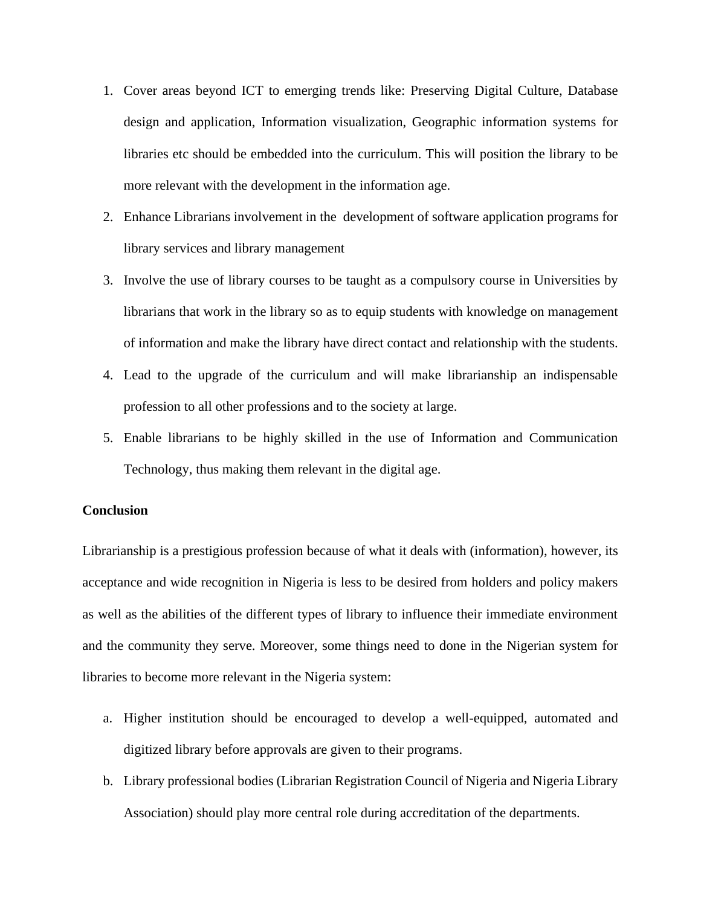1. Cover areas beyond ICT to emerging trends like: Preserving Digital Culture, Database design and application, Information visualization, Geographic information systems for libraries etc should be embedded into the curriculum. This will position the library to be more relevant with the development in the information age.
2. Enhance Librarians involvement in the development of software application programs for library services and library management
3. Involve the use of library courses to be taught as a compulsory course in Universities by librarians that work in the library so as to equip students with knowledge on management of information and make the library have direct contact and relationship with the students.
4. Lead to the upgrade of the curriculum and will make librarianship an indispensable profession to all other professions and to the society at large.
5. Enable librarians to be highly skilled in the use of Information and Communication Technology, thus making them relevant in the digital age.

**Conclusion**

Librarianship is a prestigious profession because of what it deals with (information), however, its acceptance and wide recognition in Nigeria is less to be desired from holders and policy makers as well as the abilities of the different types of library to influence their immediate environment and the community they serve. Moreover, some things need to done in the Nigerian system for libraries to become more relevant in the Nigeria system:

a. Higher institution should be encouraged to develop a well-equipped, automated and digitized library before approvals are given to their programs.
b. Library professional bodies (Librarian Registration Council of Nigeria and Nigeria Library Association) should play more central role during accreditation of the departments.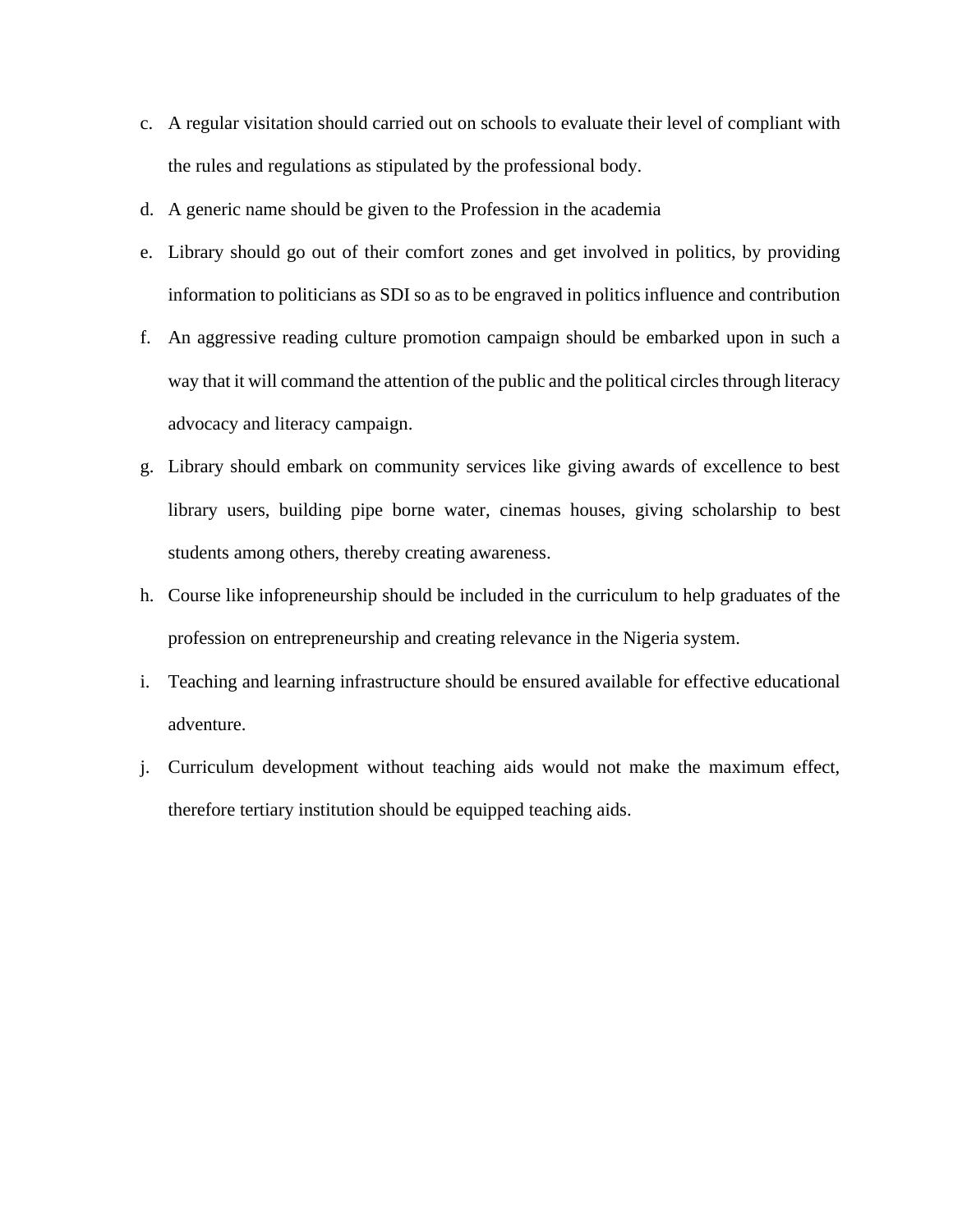c. A regular visitation should carried out on schools to evaluate their level of compliant with the rules and regulations as stipulated by the professional body.

d. A generic name should be given to the Profession in the academia

e. Library should go out of their comfort zones and get involved in politics, by providing information to politicians as SDI so as to be engraved in politics influence and contribution

f. An aggressive reading culture promotion campaign should be embarked upon in such a way that it will command the attention of the public and the political circles through literacy advocacy and literacy campaign.

g. Library should embark on community services like giving awards of excellence to best library users, building pipe borne water, cinemas houses, giving scholarship to best students among others, thereby creating awareness.

h. Course like infopreneurship should be included in the curriculum to help graduates of the profession on entrepreneurship and creating relevance in the Nigeria system.

i. Teaching and learning infrastructure should be ensured available for effective educational adventure.

j. Curriculum development without teaching aids would not make the maximum effect, therefore tertiary institution should be equipped teaching aids.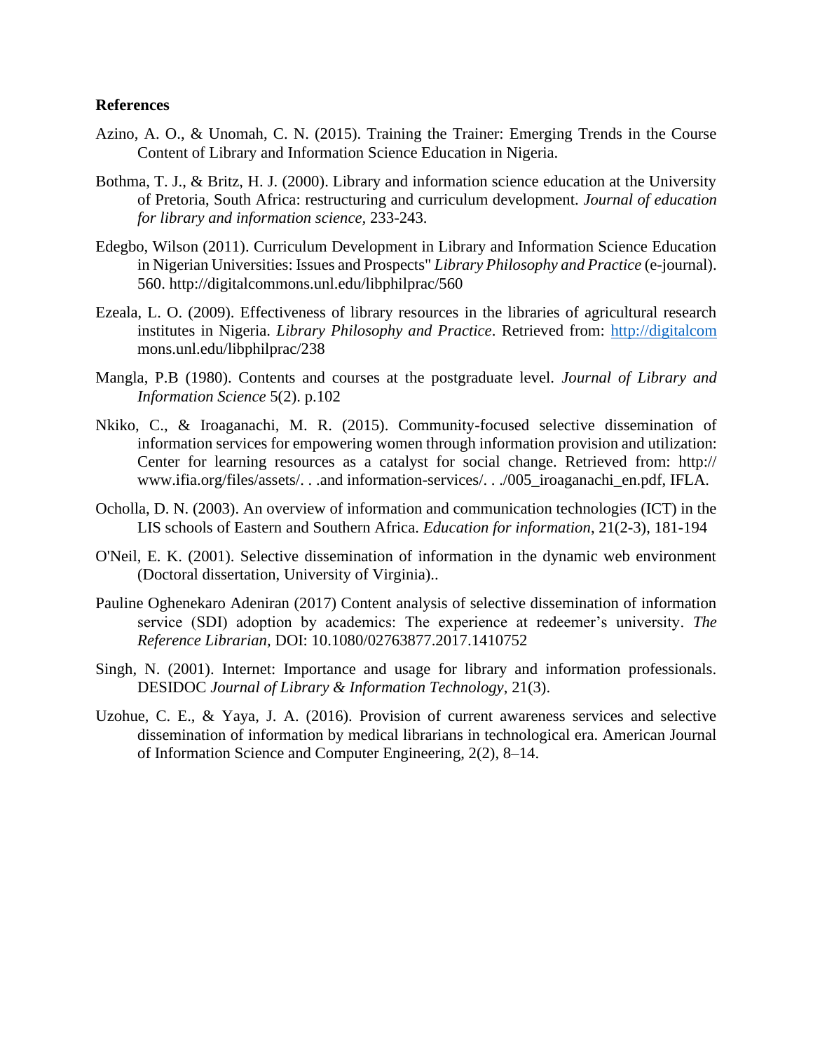**References**

Azino, A. O., & Unomah, C. N. (2015). Training the Trainer: Emerging Trends in the Course Content of Library and Information Science Education in Nigeria.

Bothma, T. J., & Britz, H. J. (2000). Library and information science education at the University of Pretoria, South Africa: restructuring and curriculum development. *Journal of education for library and information science*, 233-243.

Edegbo, Wilson (2011). Curriculum Development in Library and Information Science Education in Nigerian Universities: Issues and Prospects" *Library Philosophy and Practice* (e-journal). 560. http://digitalcommons.unl.edu/libphilprac/560

Ezeala, L. O. (2009). Effectiveness of library resources in the libraries of agricultural research institutes in Nigeria. *Library Philosophy and Practice*. Retrieved from: http://digitalcommons.unl.edu/libphilprac/238

Mangla, P.B (1980). Contents and courses at the postgraduate level. *Journal of Library and Information Science* 5(2). p.102

Nkiko, C., & Iroaganachi, M. R. (2015). Community-focused selective dissemination of information services for empowering women through information provision and utilization: Center for learning resources as a catalyst for social change. Retrieved from: http:// www.ifia.org/files/assets/. . .and information-services/. . ./005_iroaganachi_en.pdf, IFLA.

Ocholla, D. N. (2003). An overview of information and communication technologies (ICT) in the LIS schools of Eastern and Southern Africa. *Education for information*, 21(2-3), 181-194

O'Neil, E. K. (2001). Selective dissemination of information in the dynamic web environment (Doctoral dissertation, University of Virginia)..

Pauline Oghenekaro Adeniran (2017) Content analysis of selective dissemination of information service (SDI) adoption by academics: The experience at redeemer's university. *The Reference Librarian*, DOI: 10.1080/02763877.2017.1410752

Singh, N. (2001). Internet: Importance and usage for library and information professionals. DESIDOC *Journal of Library & Information Technology*, 21(3).

Uzohue, C. E., & Yaya, J. A. (2016). Provision of current awareness services and selective dissemination of information by medical librarians in technological era. American Journal of Information Science and Computer Engineering, 2(2), 8–14.